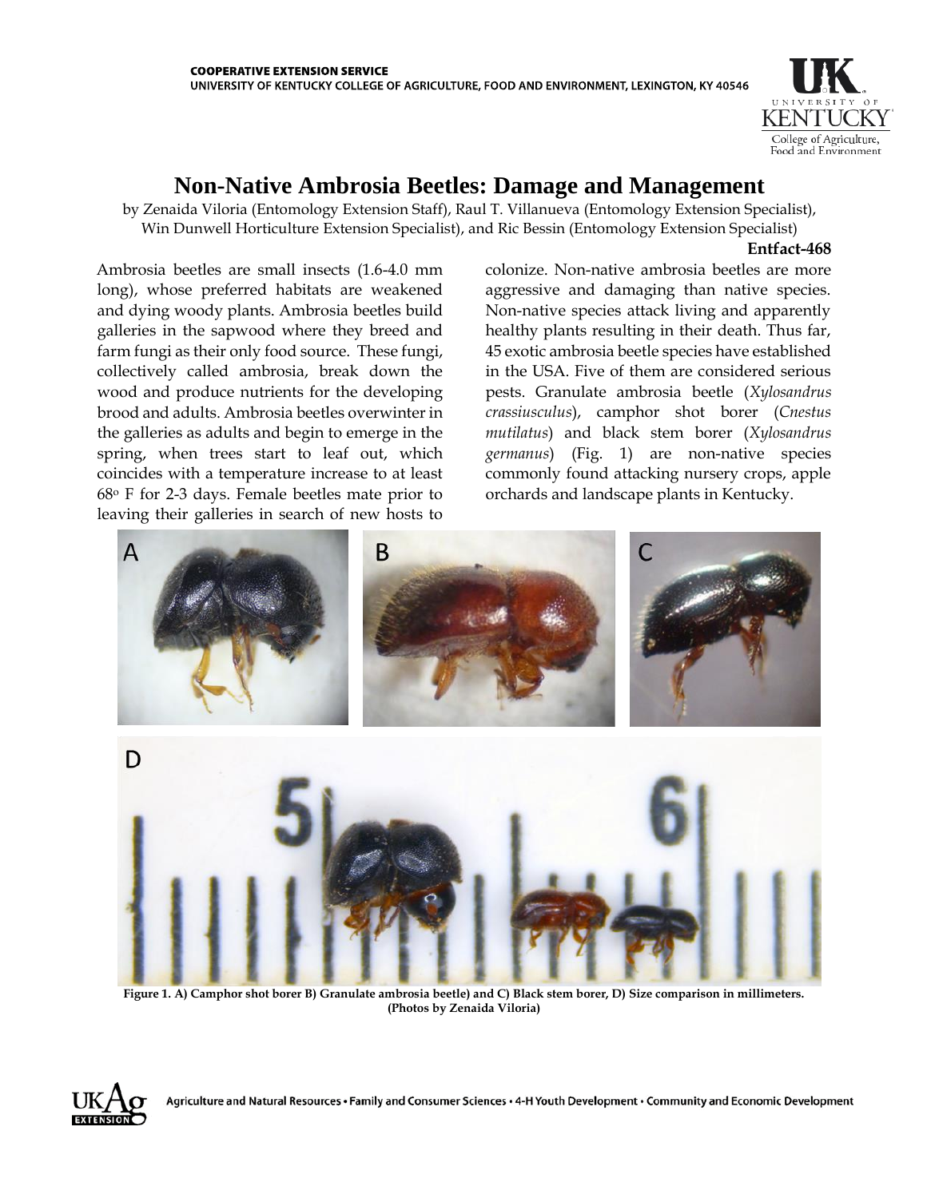COOPERATIVE EXTENSION SERVICE
UNIVERSITY OF KENTUCKY COLLEGE OF AGRICULTURE, FOOD AND ENVIRONMENT, LEXINGTON, KY 40546

# Non-Native Ambrosia Beetles: Damage and Management

by Zenaida Viloria (Entomology Extension Staff), Raul T. Villanueva (Entomology Extension Specialist), Win Dunwell Horticulture Extension Specialist), and Ric Bessin (Entomology Extension Specialist)

**Entfact-468**

Ambrosia beetles are small insects (1.6-4.0 mm long), whose preferred habitats are weakened and dying woody plants. Ambrosia beetles build galleries in the sapwood where they breed and farm fungi as their only food source. These fungi, collectively called ambrosia, break down the wood and produce nutrients for the developing brood and adults. Ambrosia beetles overwinter in the galleries as adults and begin to emerge in the spring, when trees start to leaf out, which coincides with a temperature increase to at least 68° F for 2-3 days. Female beetles mate prior to leaving their galleries in search of new hosts to colonize. Non-native ambrosia beetles are more aggressive and damaging than native species. Non-native species attack living and apparently healthy plants resulting in their death. Thus far, 45 exotic ambrosia beetle species have established in the USA. Five of them are considered serious pests. Granulate ambrosia beetle (*Xylosandrus crassiusculus*), camphor shot borer (*Cnestus mutilatus*) and black stem borer (*Xylosandrus germanus*) (Fig. 1) are non-native species commonly found attacking nursery crops, apple orchards and landscape plants in Kentucky.

**Figure 1. A) Camphor shot borer B) Granulate ambrosia beetle) and C) Black stem borer, D) Size comparison in millimeters. (Photos by Zenaida Viloria)**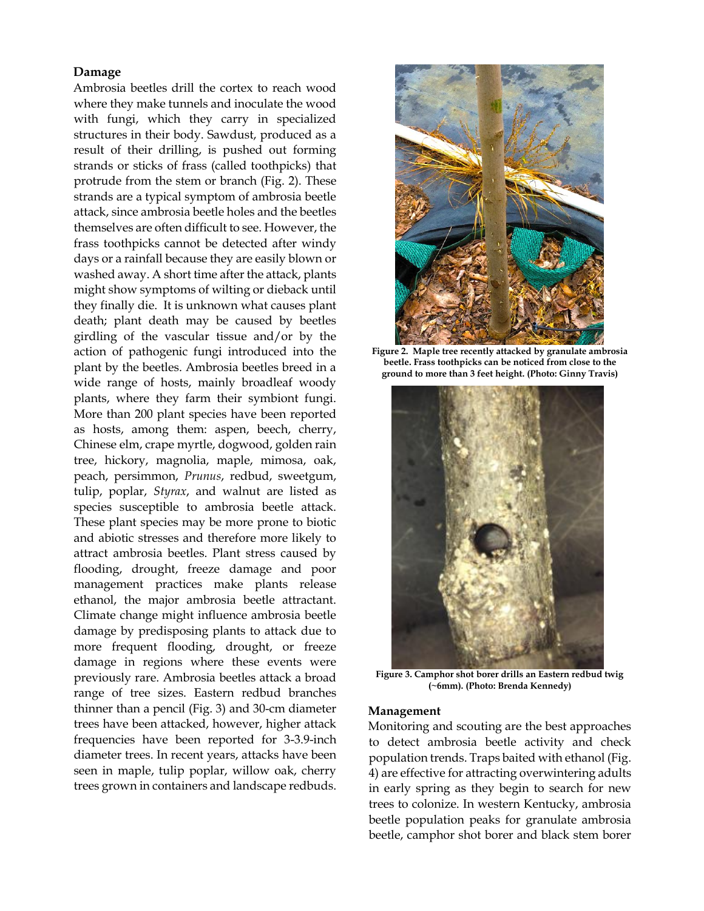### Damage

Ambrosia beetles drill the cortex to reach wood where they make tunnels and inoculate the wood with fungi, which they carry in specialized structures in their body. Sawdust, produced as a result of their drilling, is pushed out forming strands or sticks of frass (called toothpicks) that protrude from the stem or branch (Fig. 2). These strands are a typical symptom of ambrosia beetle attack, since ambrosia beetle holes and the beetles themselves are often difficult to see. However, the frass toothpicks cannot be detected after windy days or a rainfall because they are easily blown or washed away. A short time after the attack, plants might show symptoms of wilting or dieback until they finally die. It is unknown what causes plant death; plant death may be caused by beetles girdling of the vascular tissue and/or by the action of pathogenic fungi introduced into the plant by the beetles. Ambrosia beetles breed in a wide range of hosts, mainly broadleaf woody plants, where they farm their symbiont fungi. More than 200 plant species have been reported as hosts, among them: aspen, beech, cherry, Chinese elm, crape myrtle, dogwood, golden rain tree, hickory, magnolia, maple, mimosa, oak, peach, persimmon, *Prunus*, redbud, sweetgum, tulip, poplar, *Styrax*, and walnut are listed as species susceptible to ambrosia beetle attack. These plant species may be more prone to biotic and abiotic stresses and therefore more likely to attract ambrosia beetles. Plant stress caused by flooding, drought, freeze damage and poor management practices make plants release ethanol, the major ambrosia beetle attractant. Climate change might influence ambrosia beetle damage by predisposing plants to attack due to more frequent flooding, drought, or freeze damage in regions where these events were previously rare. Ambrosia beetles attack a broad range of tree sizes. Eastern redbud branches thinner than a pencil (Fig. 3) and 30-cm diameter trees have been attacked, however, higher attack frequencies have been reported for 3-3.9-inch diameter trees. In recent years, attacks have been seen in maple, tulip poplar, willow oak, cherry trees grown in containers and landscape redbuds.

**Figure 2. Maple tree recently attacked by granulate ambrosia beetle. Frass toothpicks can be noticed from close to the ground to more than 3 feet height. (Photo: Ginny Travis)**

**Figure 3. Camphor shot borer drills an Eastern redbud twig (~6mm). (Photo: Brenda Kennedy)**

### Management

Monitoring and scouting are the best approaches to detect ambrosia beetle activity and check population trends. Traps baited with ethanol (Fig. 4) are effective for attracting overwintering adults in early spring as they begin to search for new trees to colonize. In western Kentucky, ambrosia beetle population peaks for granulate ambrosia beetle, camphor shot borer and black stem borer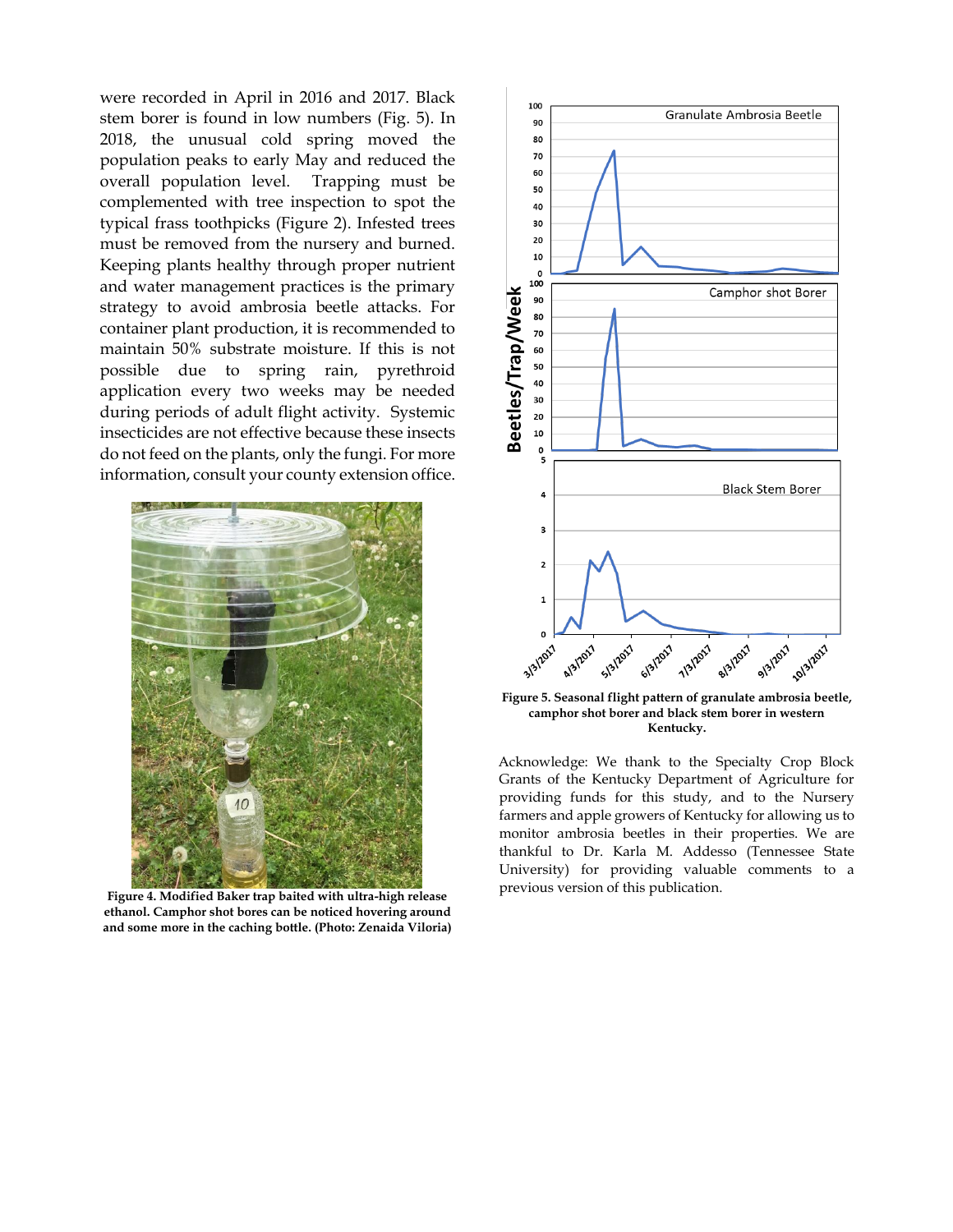were recorded in April in 2016 and 2017. Black stem borer is found in low numbers (Fig. 5). In 2018, the unusual cold spring moved the population peaks to early May and reduced the overall population level. Trapping must be complemented with tree inspection to spot the typical frass toothpicks (Figure 2). Infested trees must be removed from the nursery and burned. Keeping plants healthy through proper nutrient and water management practices is the primary strategy to avoid ambrosia beetle attacks. For container plant production, it is recommended to maintain 50% substrate moisture. If this is not possible due to spring rain, pyrethroid application every two weeks may be needed during periods of adult flight activity. Systemic insecticides are not effective because these insects do not feed on the plants, only the fungi. For more information, consult your county extension office.

**Figure 4. Modified Baker trap baited with ultra-high release ethanol. Camphor shot bores can be noticed hovering around and some more in the caching bottle. (Photo: Zenaida Viloria)**

Beetles/Trap/Week

Granulate Ambrosia Beetle

0 10 20 30 40 50 60 70 80 90 100

Camphor shot Borer

0 10 20 30 40 50 60 70 80 90 100

Black Stem Borer

0 1 2 3 4 5

3/3/2017 4/3/2017 5/3/2017 6/3/2017 7/3/2017 8/3/2017 9/3/2017 10/3/2017

**Figure 5. Seasonal flight pattern of granulate ambrosia beetle, camphor shot borer and black stem borer in western Kentucky.**

Acknowledge: We thank to the Specialty Crop Block Grants of the Kentucky Department of Agriculture for providing funds for this study, and to the Nursery farmers and apple growers of Kentucky for allowing us to monitor ambrosia beetles in their properties. We are thankful to Dr. Karla M. Addesso (Tennessee State University) for providing valuable comments to a previous version of this publication.